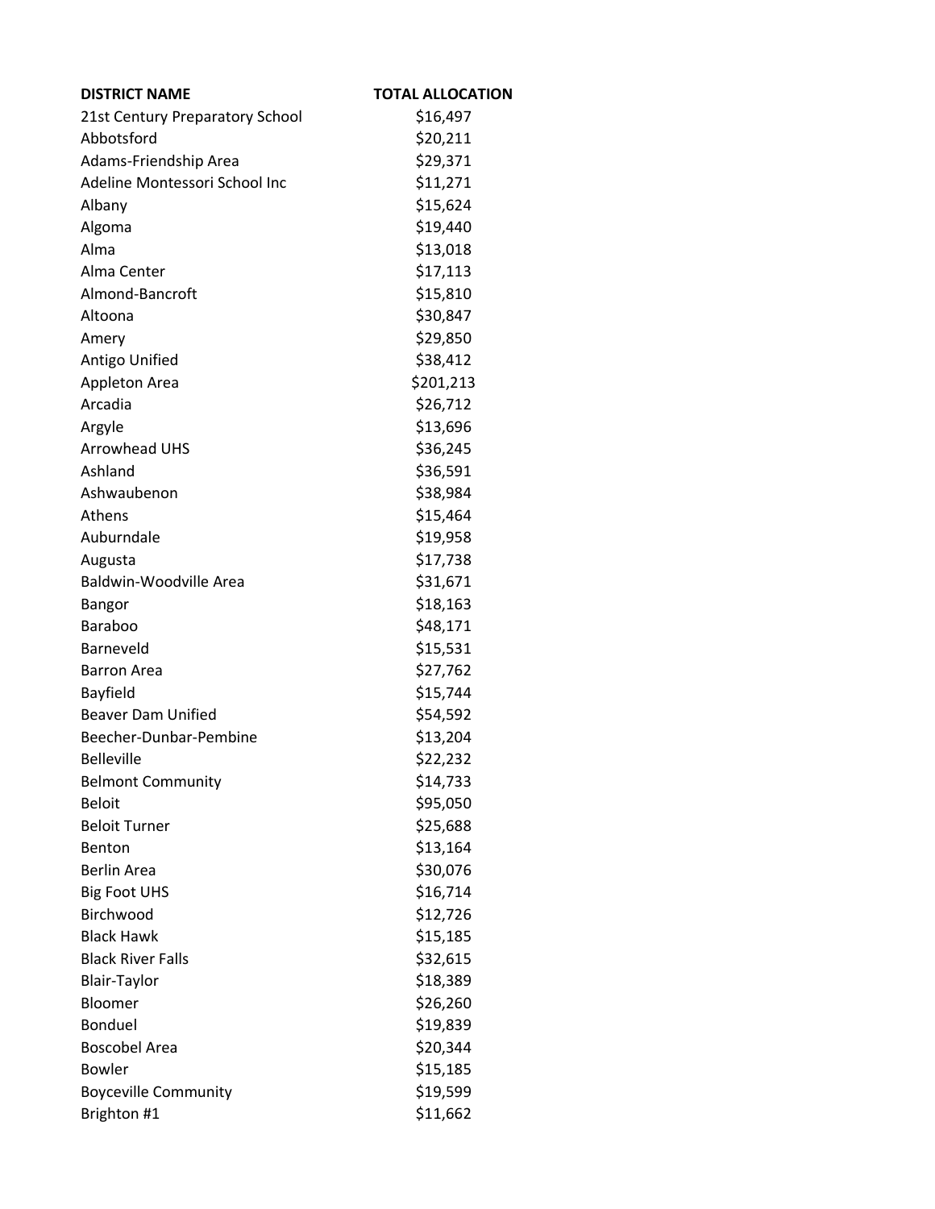| DISTRICT NAME | TOTAL ALLOCATION |
|---|---|
| 21st Century Preparatory School | $16,497 |
| Abbotsford | $20,211 |
| Adams-Friendship Area | $29,371 |
| Adeline Montessori School Inc | $11,271 |
| Albany | $15,624 |
| Algoma | $19,440 |
| Alma | $13,018 |
| Alma Center | $17,113 |
| Almond-Bancroft | $15,810 |
| Altoona | $30,847 |
| Amery | $29,850 |
| Antigo Unified | $38,412 |
| Appleton Area | $201,213 |
| Arcadia | $26,712 |
| Argyle | $13,696 |
| Arrowhead UHS | $36,245 |
| Ashland | $36,591 |
| Ashwaubenon | $38,984 |
| Athens | $15,464 |
| Auburndale | $19,958 |
| Augusta | $17,738 |
| Baldwin-Woodville Area | $31,671 |
| Bangor | $18,163 |
| Baraboo | $48,171 |
| Barneveld | $15,531 |
| Barron Area | $27,762 |
| Bayfield | $15,744 |
| Beaver Dam Unified | $54,592 |
| Beecher-Dunbar-Pembine | $13,204 |
| Belleville | $22,232 |
| Belmont Community | $14,733 |
| Beloit | $95,050 |
| Beloit Turner | $25,688 |
| Benton | $13,164 |
| Berlin Area | $30,076 |
| Big Foot UHS | $16,714 |
| Birchwood | $12,726 |
| Black Hawk | $15,185 |
| Black River Falls | $32,615 |
| Blair-Taylor | $18,389 |
| Bloomer | $26,260 |
| Bonduel | $19,839 |
| Boscobel Area | $20,344 |
| Bowler | $15,185 |
| Boyceville Community | $19,599 |
| Brighton #1 | $11,662 |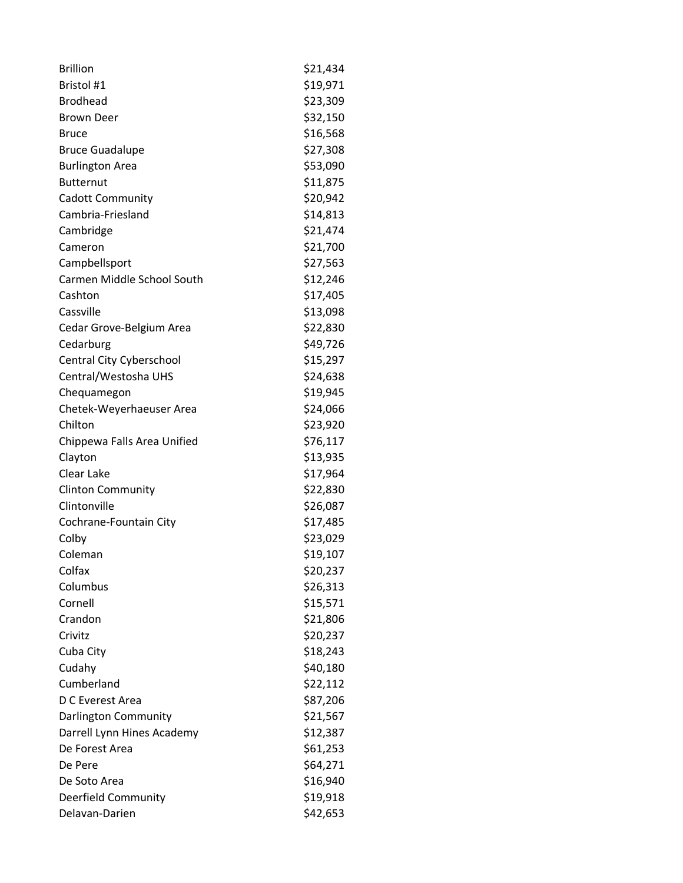| | |
|---|---|
| Brillion | $21,434 |
| Bristol #1 | $19,971 |
| Brodhead | $23,309 |
| Brown Deer | $32,150 |
| Bruce | $16,568 |
| Bruce Guadalupe | $27,308 |
| Burlington Area | $53,090 |
| Butternut | $11,875 |
| Cadott Community | $20,942 |
| Cambria-Friesland | $14,813 |
| Cambridge | $21,474 |
| Cameron | $21,700 |
| Campbellsport | $27,563 |
| Carmen Middle School South | $12,246 |
| Cashton | $17,405 |
| Cassville | $13,098 |
| Cedar Grove-Belgium Area | $22,830 |
| Cedarburg | $49,726 |
| Central City Cyberschool | $15,297 |
| Central/Westosha UHS | $24,638 |
| Chequamegon | $19,945 |
| Chetek-Weyerhaeuser Area | $24,066 |
| Chilton | $23,920 |
| Chippewa Falls Area Unified | $76,117 |
| Clayton | $13,935 |
| Clear Lake | $17,964 |
| Clinton Community | $22,830 |
| Clintonville | $26,087 |
| Cochrane-Fountain City | $17,485 |
| Colby | $23,029 |
| Coleman | $19,107 |
| Colfax | $20,237 |
| Columbus | $26,313 |
| Cornell | $15,571 |
| Crandon | $21,806 |
| Crivitz | $20,237 |
| Cuba City | $18,243 |
| Cudahy | $40,180 |
| Cumberland | $22,112 |
| D C Everest Area | $87,206 |
| Darlington Community | $21,567 |
| Darrell Lynn Hines Academy | $12,387 |
| De Forest Area | $61,253 |
| De Pere | $64,271 |
| De Soto Area | $16,940 |
| Deerfield Community | $19,918 |
| Delavan-Darien | $42,653 |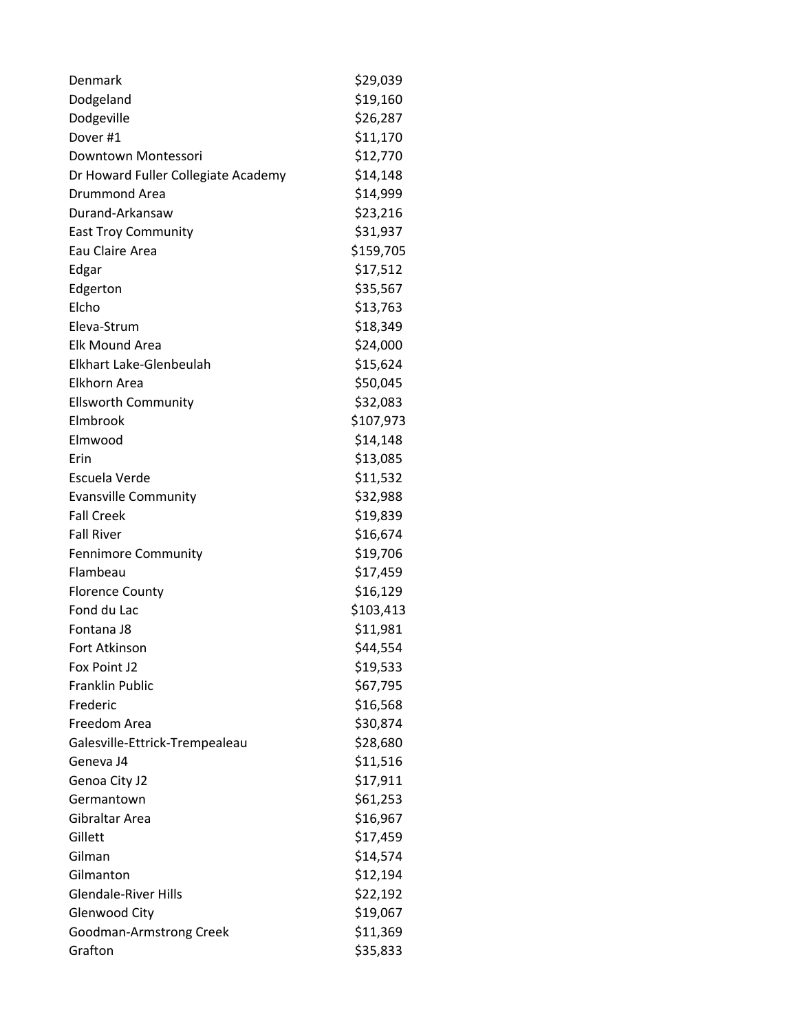| | |
|---|---|
| Denmark | $29,039 |
| Dodgeland | $19,160 |
| Dodgeville | $26,287 |
| Dover #1 | $11,170 |
| Downtown Montessori | $12,770 |
| Dr Howard Fuller Collegiate Academy | $14,148 |
| Drummond Area | $14,999 |
| Durand-Arkansaw | $23,216 |
| East Troy Community | $31,937 |
| Eau Claire Area | $159,705 |
| Edgar | $17,512 |
| Edgerton | $35,567 |
| Elcho | $13,763 |
| Eleva-Strum | $18,349 |
| Elk Mound Area | $24,000 |
| Elkhart Lake-Glenbeulah | $15,624 |
| Elkhorn Area | $50,045 |
| Ellsworth Community | $32,083 |
| Elmbrook | $107,973 |
| Elmwood | $14,148 |
| Erin | $13,085 |
| Escuela Verde | $11,532 |
| Evansville Community | $32,988 |
| Fall Creek | $19,839 |
| Fall River | $16,674 |
| Fennimore Community | $19,706 |
| Flambeau | $17,459 |
| Florence County | $16,129 |
| Fond du Lac | $103,413 |
| Fontana J8 | $11,981 |
| Fort Atkinson | $44,554 |
| Fox Point J2 | $19,533 |
| Franklin Public | $67,795 |
| Frederic | $16,568 |
| Freedom Area | $30,874 |
| Galesville-Ettrick-Trempealeau | $28,680 |
| Geneva J4 | $11,516 |
| Genoa City J2 | $17,911 |
| Germantown | $61,253 |
| Gibraltar Area | $16,967 |
| Gillett | $17,459 |
| Gilman | $14,574 |
| Gilmanton | $12,194 |
| Glendale-River Hills | $22,192 |
| Glenwood City | $19,067 |
| Goodman-Armstrong Creek | $11,369 |
| Grafton | $35,833 |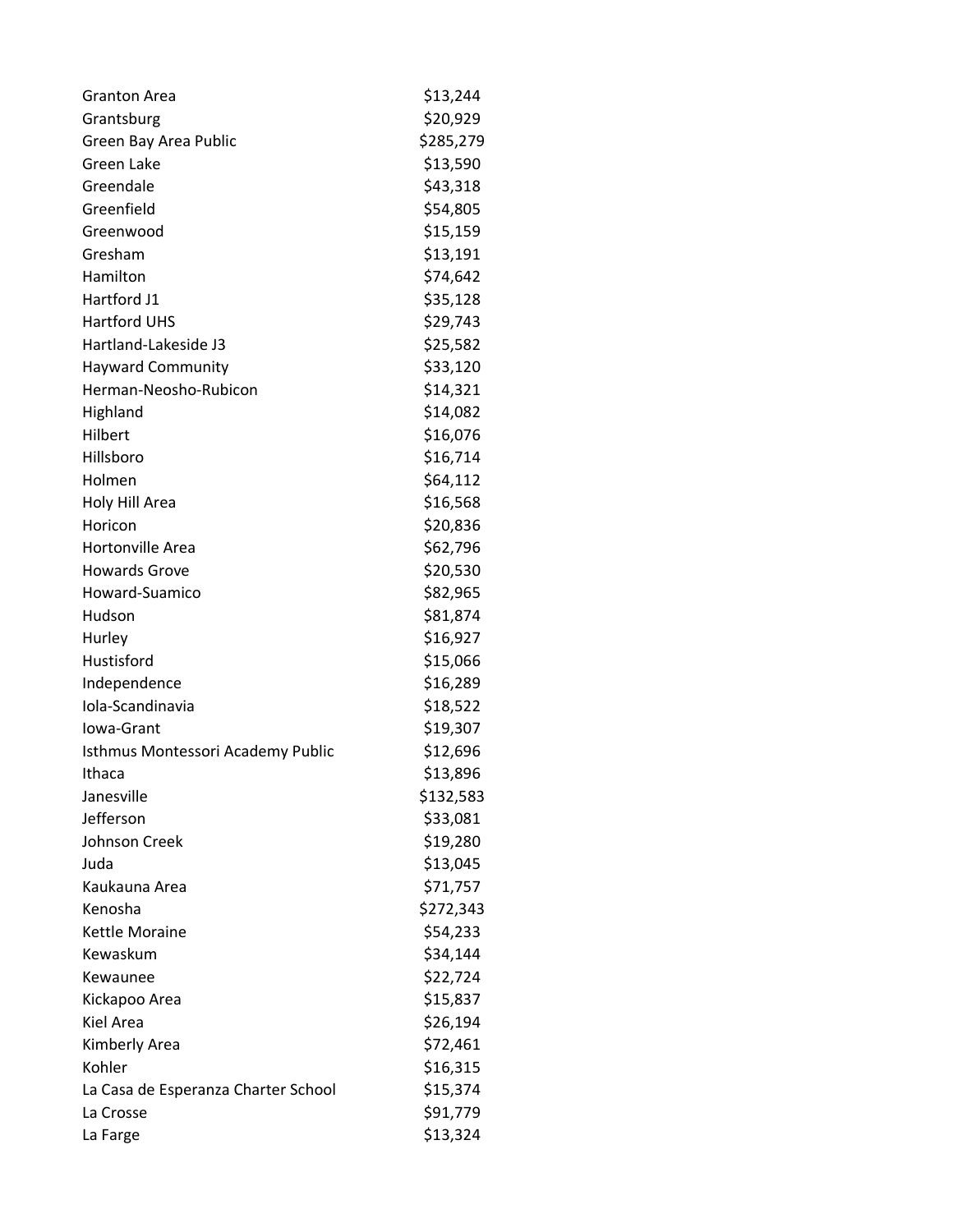| | |
|---|---|
| Granton Area | $13,244 |
| Grantsburg | $20,929 |
| Green Bay Area Public | $285,279 |
| Green Lake | $13,590 |
| Greendale | $43,318 |
| Greenfield | $54,805 |
| Greenwood | $15,159 |
| Gresham | $13,191 |
| Hamilton | $74,642 |
| Hartford J1 | $35,128 |
| Hartford UHS | $29,743 |
| Hartland-Lakeside J3 | $25,582 |
| Hayward Community | $33,120 |
| Herman-Neosho-Rubicon | $14,321 |
| Highland | $14,082 |
| Hilbert | $16,076 |
| Hillsboro | $16,714 |
| Holmen | $64,112 |
| Holy Hill Area | $16,568 |
| Horicon | $20,836 |
| Hortonville Area | $62,796 |
| Howards Grove | $20,530 |
| Howard-Suamico | $82,965 |
| Hudson | $81,874 |
| Hurley | $16,927 |
| Hustisford | $15,066 |
| Independence | $16,289 |
| Iola-Scandinavia | $18,522 |
| Iowa-Grant | $19,307 |
| Isthmus Montessori Academy Public | $12,696 |
| Ithaca | $13,896 |
| Janesville | $132,583 |
| Jefferson | $33,081 |
| Johnson Creek | $19,280 |
| Juda | $13,045 |
| Kaukauna Area | $71,757 |
| Kenosha | $272,343 |
| Kettle Moraine | $54,233 |
| Kewaskum | $34,144 |
| Kewaunee | $22,724 |
| Kickapoo Area | $15,837 |
| Kiel Area | $26,194 |
| Kimberly Area | $72,461 |
| Kohler | $16,315 |
| La Casa de Esperanza Charter School | $15,374 |
| La Crosse | $91,779 |
| La Farge | $13,324 |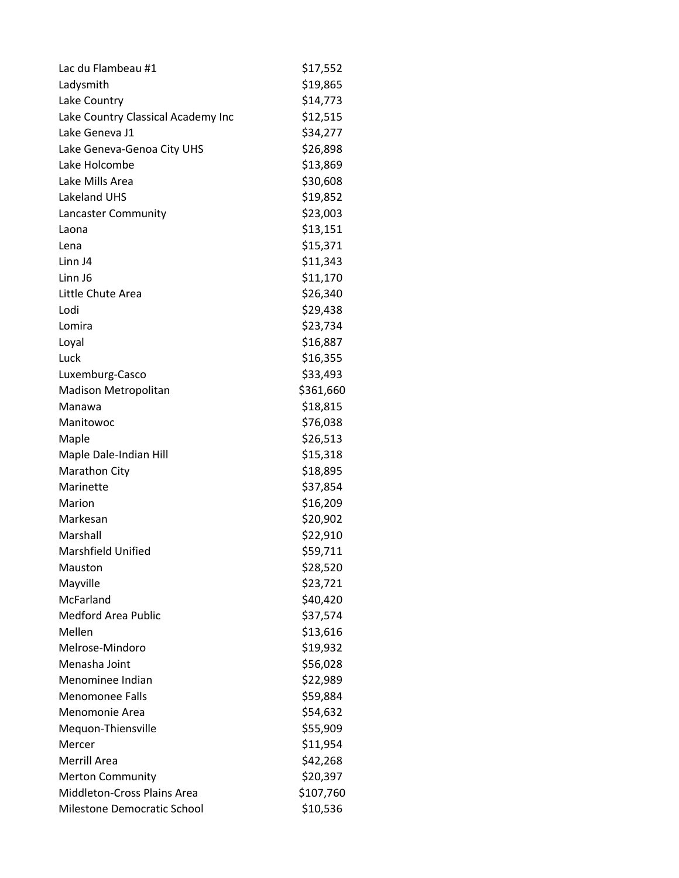| | |
|---|---|
| Lac du Flambeau #1 | $17,552 |
| Ladysmith | $19,865 |
| Lake Country | $14,773 |
| Lake Country Classical Academy Inc | $12,515 |
| Lake Geneva J1 | $34,277 |
| Lake Geneva-Genoa City UHS | $26,898 |
| Lake Holcombe | $13,869 |
| Lake Mills Area | $30,608 |
| Lakeland UHS | $19,852 |
| Lancaster Community | $23,003 |
| Laona | $13,151 |
| Lena | $15,371 |
| Linn J4 | $11,343 |
| Linn J6 | $11,170 |
| Little Chute Area | $26,340 |
| Lodi | $29,438 |
| Lomira | $23,734 |
| Loyal | $16,887 |
| Luck | $16,355 |
| Luxemburg-Casco | $33,493 |
| Madison Metropolitan | $361,660 |
| Manawa | $18,815 |
| Manitowoc | $76,038 |
| Maple | $26,513 |
| Maple Dale-Indian Hill | $15,318 |
| Marathon City | $18,895 |
| Marinette | $37,854 |
| Marion | $16,209 |
| Markesan | $20,902 |
| Marshall | $22,910 |
| Marshfield Unified | $59,711 |
| Mauston | $28,520 |
| Mayville | $23,721 |
| McFarland | $40,420 |
| Medford Area Public | $37,574 |
| Mellen | $13,616 |
| Melrose-Mindoro | $19,932 |
| Menasha Joint | $56,028 |
| Menominee Indian | $22,989 |
| Menomonee Falls | $59,884 |
| Menomonie Area | $54,632 |
| Mequon-Thiensville | $55,909 |
| Mercer | $11,954 |
| Merrill Area | $42,268 |
| Merton Community | $20,397 |
| Middleton-Cross Plains Area | $107,760 |
| Milestone Democratic School | $10,536 |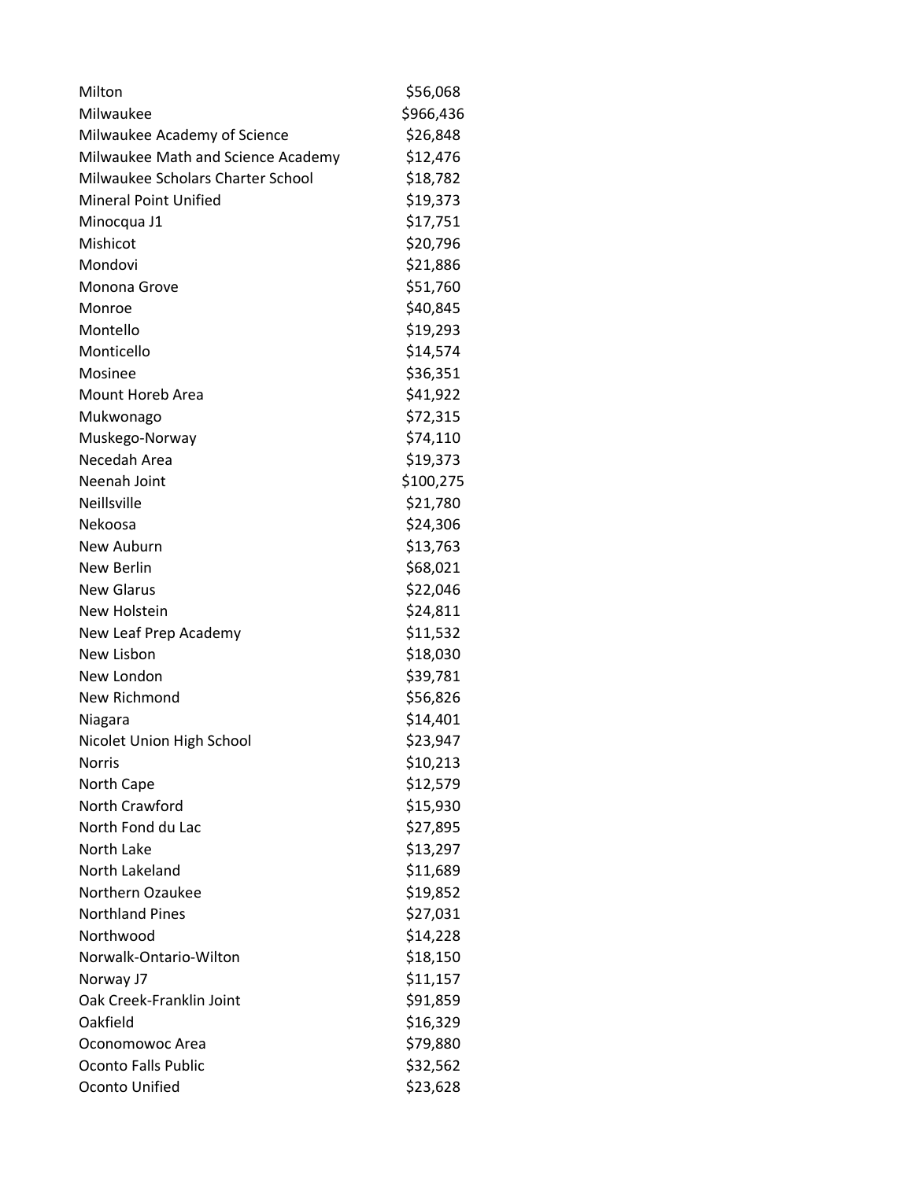| | |
|---|---|
| Milton | \$56,068 |
| Milwaukee | \$966,436 |
| Milwaukee Academy of Science | \$26,848 |
| Milwaukee Math and Science Academy | \$12,476 |
| Milwaukee Scholars Charter School | \$18,782 |
| Mineral Point Unified | \$19,373 |
| Minocqua J1 | \$17,751 |
| Mishicot | \$20,796 |
| Mondovi | \$21,886 |
| Monona Grove | \$51,760 |
| Monroe | \$40,845 |
| Montello | \$19,293 |
| Monticello | \$14,574 |
| Mosinee | \$36,351 |
| Mount Horeb Area | \$41,922 |
| Mukwonago | \$72,315 |
| Muskego-Norway | \$74,110 |
| Necedah Area | \$19,373 |
| Neenah Joint | \$100,275 |
| Neillsville | \$21,780 |
| Nekoosa | \$24,306 |
| New Auburn | \$13,763 |
| New Berlin | \$68,021 |
| New Glarus | \$22,046 |
| New Holstein | \$24,811 |
| New Leaf Prep Academy | \$11,532 |
| New Lisbon | \$18,030 |
| New London | \$39,781 |
| New Richmond | \$56,826 |
| Niagara | \$14,401 |
| Nicolet Union High School | \$23,947 |
| Norris | \$10,213 |
| North Cape | \$12,579 |
| North Crawford | \$15,930 |
| North Fond du Lac | \$27,895 |
| North Lake | \$13,297 |
| North Lakeland | \$11,689 |
| Northern Ozaukee | \$19,852 |
| Northland Pines | \$27,031 |
| Northwood | \$14,228 |
| Norwalk-Ontario-Wilton | \$18,150 |
| Norway J7 | \$11,157 |
| Oak Creek-Franklin Joint | \$91,859 |
| Oakfield | \$16,329 |
| Oconomowoc Area | \$79,880 |
| Oconto Falls Public | \$32,562 |
| Oconto Unified | \$23,628 |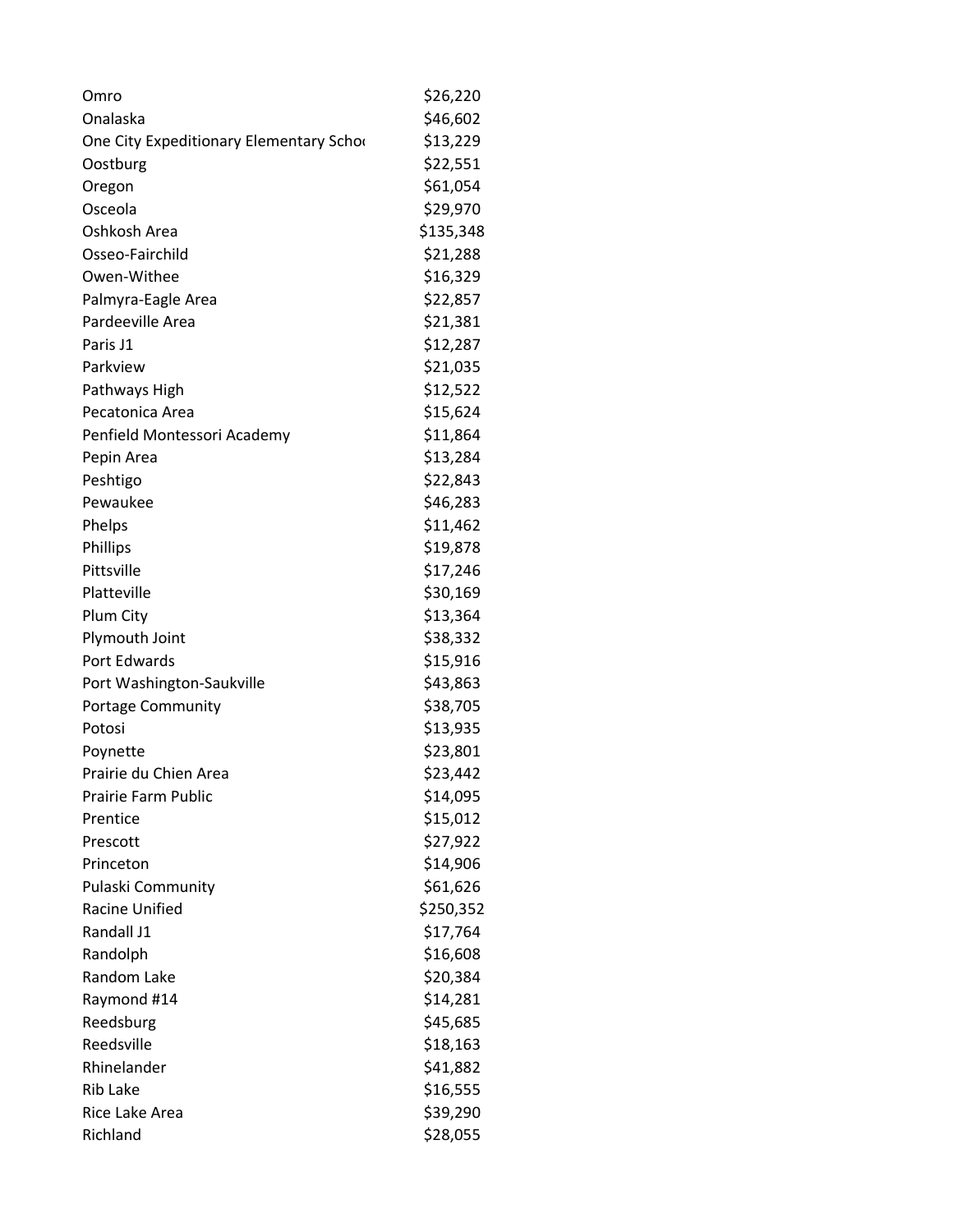| | |
|---|---|
| Omro | $26,220 |
| Onalaska | $46,602 |
| One City Expeditionary Elementary Schoo | $13,229 |
| Oostburg | $22,551 |
| Oregon | $61,054 |
| Osceola | $29,970 |
| Oshkosh Area | $135,348 |
| Osseo-Fairchild | $21,288 |
| Owen-Withee | $16,329 |
| Palmyra-Eagle Area | $22,857 |
| Pardeeville Area | $21,381 |
| Paris J1 | $12,287 |
| Parkview | $21,035 |
| Pathways High | $12,522 |
| Pecatonica Area | $15,624 |
| Penfield Montessori Academy | $11,864 |
| Pepin Area | $13,284 |
| Peshtigo | $22,843 |
| Pewaukee | $46,283 |
| Phelps | $11,462 |
| Phillips | $19,878 |
| Pittsville | $17,246 |
| Platteville | $30,169 |
| Plum City | $13,364 |
| Plymouth Joint | $38,332 |
| Port Edwards | $15,916 |
| Port Washington-Saukville | $43,863 |
| Portage Community | $38,705 |
| Potosi | $13,935 |
| Poynette | $23,801 |
| Prairie du Chien Area | $23,442 |
| Prairie Farm Public | $14,095 |
| Prentice | $15,012 |
| Prescott | $27,922 |
| Princeton | $14,906 |
| Pulaski Community | $61,626 |
| Racine Unified | $250,352 |
| Randall J1 | $17,764 |
| Randolph | $16,608 |
| Random Lake | $20,384 |
| Raymond #14 | $14,281 |
| Reedsburg | $45,685 |
| Reedsville | $18,163 |
| Rhinelander | $41,882 |
| Rib Lake | $16,555 |
| Rice Lake Area | $39,290 |
| Richland | $28,055 |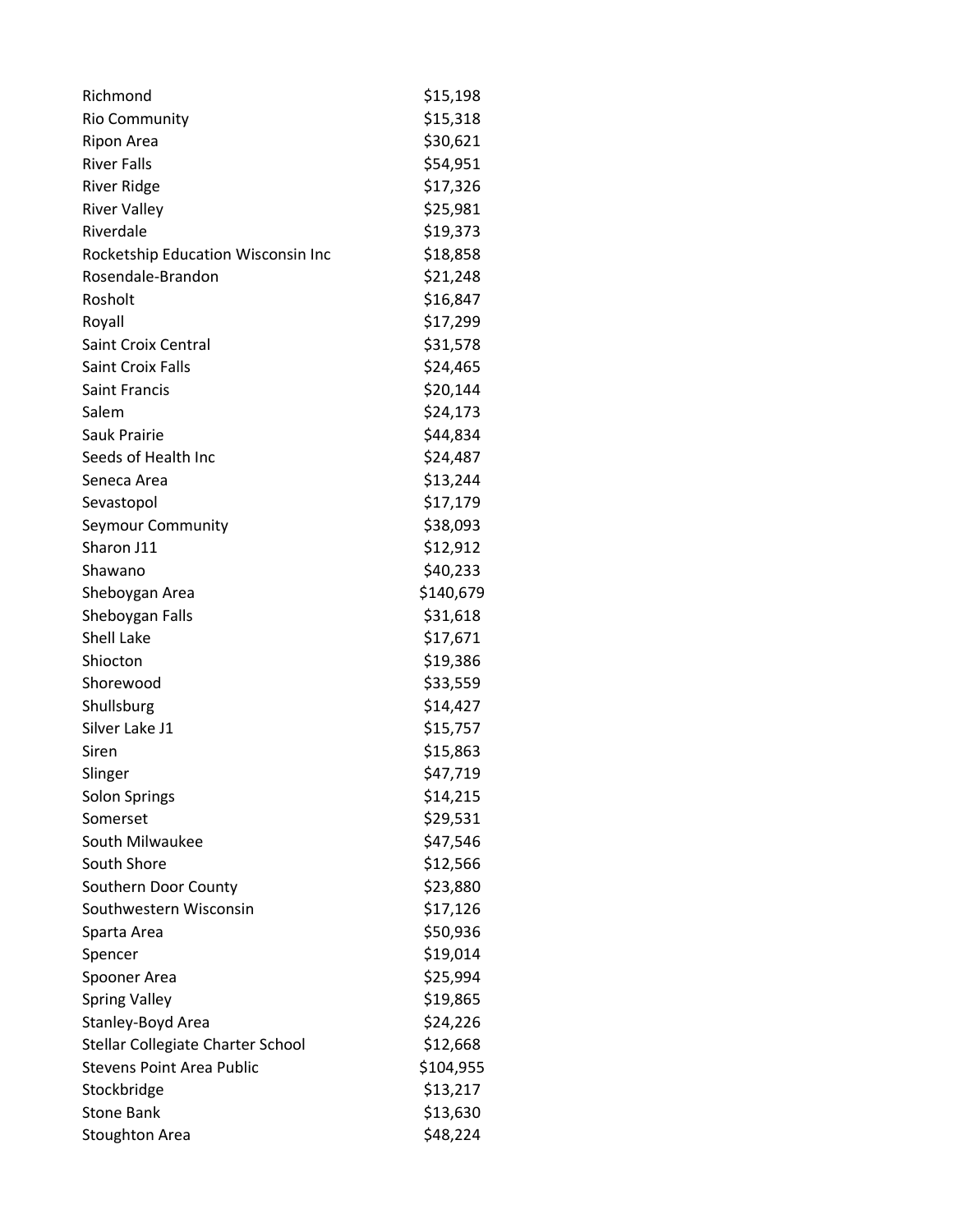| | |
|---|---|
| Richmond | $15,198 |
| Rio Community | $15,318 |
| Ripon Area | $30,621 |
| River Falls | $54,951 |
| River Ridge | $17,326 |
| River Valley | $25,981 |
| Riverdale | $19,373 |
| Rocketship Education Wisconsin Inc | $18,858 |
| Rosendale-Brandon | $21,248 |
| Rosholt | $16,847 |
| Royall | $17,299 |
| Saint Croix Central | $31,578 |
| Saint Croix Falls | $24,465 |
| Saint Francis | $20,144 |
| Salem | $24,173 |
| Sauk Prairie | $44,834 |
| Seeds of Health Inc | $24,487 |
| Seneca Area | $13,244 |
| Sevastopol | $17,179 |
| Seymour Community | $38,093 |
| Sharon J11 | $12,912 |
| Shawano | $40,233 |
| Sheboygan Area | $140,679 |
| Sheboygan Falls | $31,618 |
| Shell Lake | $17,671 |
| Shiocton | $19,386 |
| Shorewood | $33,559 |
| Shullsburg | $14,427 |
| Silver Lake J1 | $15,757 |
| Siren | $15,863 |
| Slinger | $47,719 |
| Solon Springs | $14,215 |
| Somerset | $29,531 |
| South Milwaukee | $47,546 |
| South Shore | $12,566 |
| Southern Door County | $23,880 |
| Southwestern Wisconsin | $17,126 |
| Sparta Area | $50,936 |
| Spencer | $19,014 |
| Spooner Area | $25,994 |
| Spring Valley | $19,865 |
| Stanley-Boyd Area | $24,226 |
| Stellar Collegiate Charter School | $12,668 |
| Stevens Point Area Public | $104,955 |
| Stockbridge | $13,217 |
| Stone Bank | $13,630 |
| Stoughton Area | $48,224 |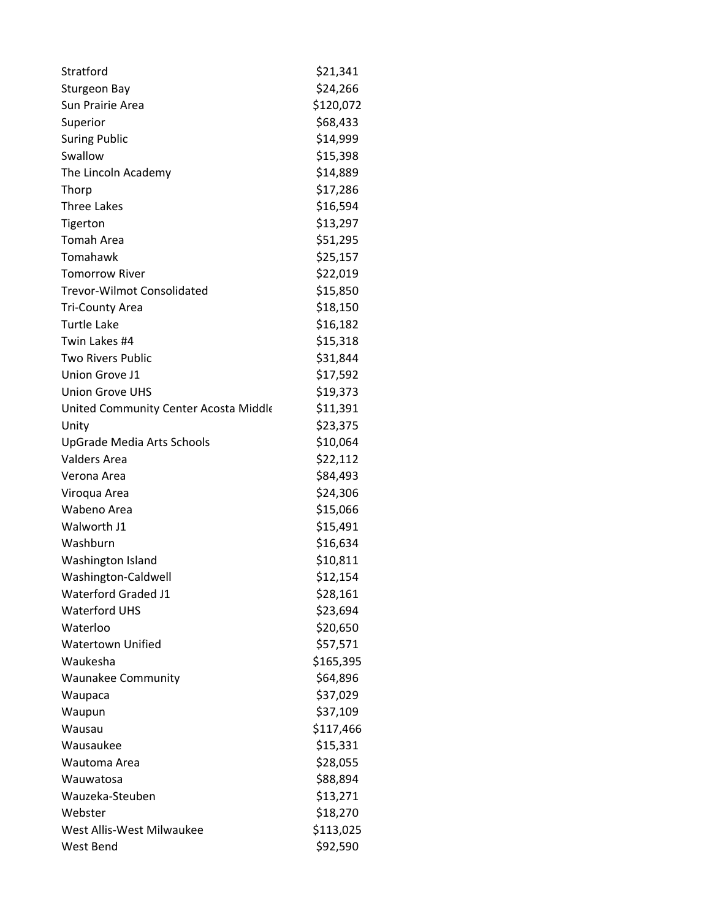| | |
|---|---|
| Stratford | $21,341 |
| Sturgeon Bay | $24,266 |
| Sun Prairie Area | $120,072 |
| Superior | $68,433 |
| Suring Public | $14,999 |
| Swallow | $15,398 |
| The Lincoln Academy | $14,889 |
| Thorp | $17,286 |
| Three Lakes | $16,594 |
| Tigerton | $13,297 |
| Tomah Area | $51,295 |
| Tomahawk | $25,157 |
| Tomorrow River | $22,019 |
| Trevor-Wilmot Consolidated | $15,850 |
| Tri-County Area | $18,150 |
| Turtle Lake | $16,182 |
| Twin Lakes #4 | $15,318 |
| Two Rivers Public | $31,844 |
| Union Grove J1 | $17,592 |
| Union Grove UHS | $19,373 |
| United Community Center Acosta Middle | $11,391 |
| Unity | $23,375 |
| UpGrade Media Arts Schools | $10,064 |
| Valders Area | $22,112 |
| Verona Area | $84,493 |
| Viroqua Area | $24,306 |
| Wabeno Area | $15,066 |
| Walworth J1 | $15,491 |
| Washburn | $16,634 |
| Washington Island | $10,811 |
| Washington-Caldwell | $12,154 |
| Waterford Graded J1 | $28,161 |
| Waterford UHS | $23,694 |
| Waterloo | $20,650 |
| Watertown Unified | $57,571 |
| Waukesha | $165,395 |
| Waunakee Community | $64,896 |
| Waupaca | $37,029 |
| Waupun | $37,109 |
| Wausau | $117,466 |
| Wausaukee | $15,331 |
| Wautoma Area | $28,055 |
| Wauwatosa | $88,894 |
| Wauzeka-Steuben | $13,271 |
| Webster | $18,270 |
| West Allis-West Milwaukee | $113,025 |
| West Bend | $92,590 |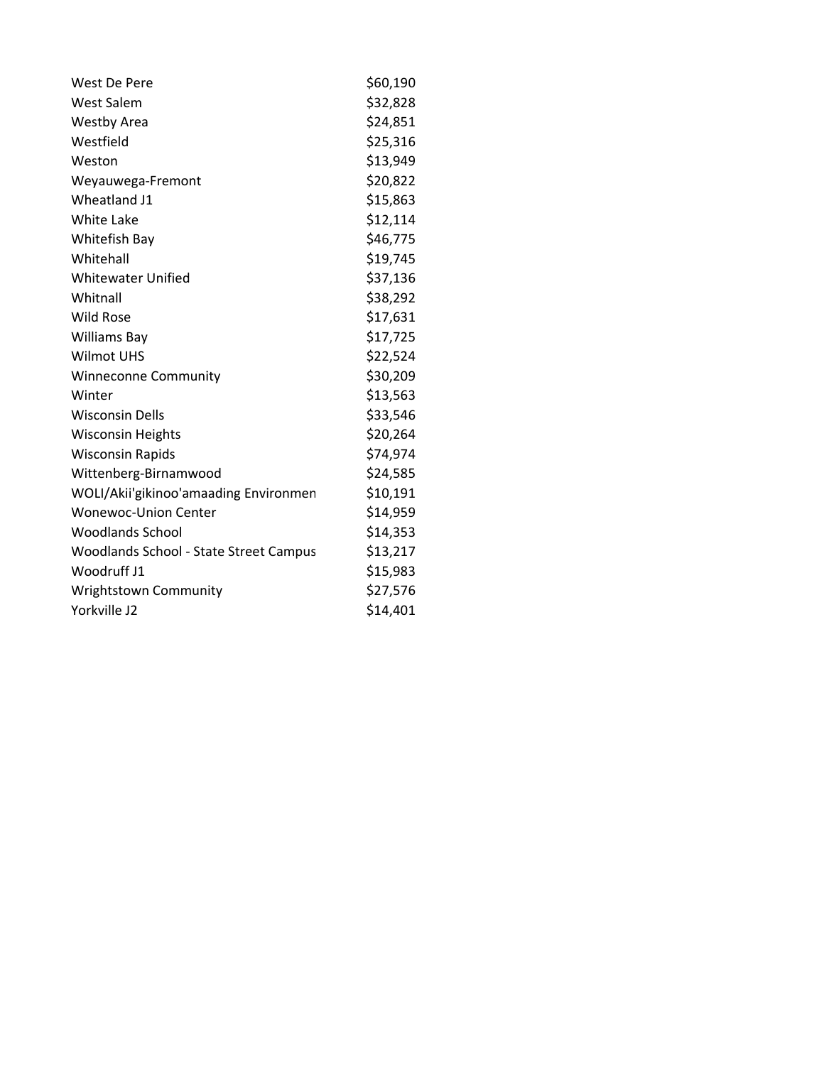| | |
|---|---|
| West De Pere | $60,190 |
| West Salem | $32,828 |
| Westby Area | $24,851 |
| Westfield | $25,316 |
| Weston | $13,949 |
| Weyauwega-Fremont | $20,822 |
| Wheatland J1 | $15,863 |
| White Lake | $12,114 |
| Whitefish Bay | $46,775 |
| Whitehall | $19,745 |
| Whitewater Unified | $37,136 |
| Whitnall | $38,292 |
| Wild Rose | $17,631 |
| Williams Bay | $17,725 |
| Wilmot UHS | $22,524 |
| Winneconne Community | $30,209 |
| Winter | $13,563 |
| Wisconsin Dells | $33,546 |
| Wisconsin Heights | $20,264 |
| Wisconsin Rapids | $74,974 |
| Wittenberg-Birnamwood | $24,585 |
| WOLI/Akii'gikinoo'amaading Environmen | $10,191 |
| Wonewoc-Union Center | $14,959 |
| Woodlands School | $14,353 |
| Woodlands School - State Street Campus | $13,217 |
| Woodruff J1 | $15,983 |
| Wrightstown Community | $27,576 |
| Yorkville J2 | $14,401 |